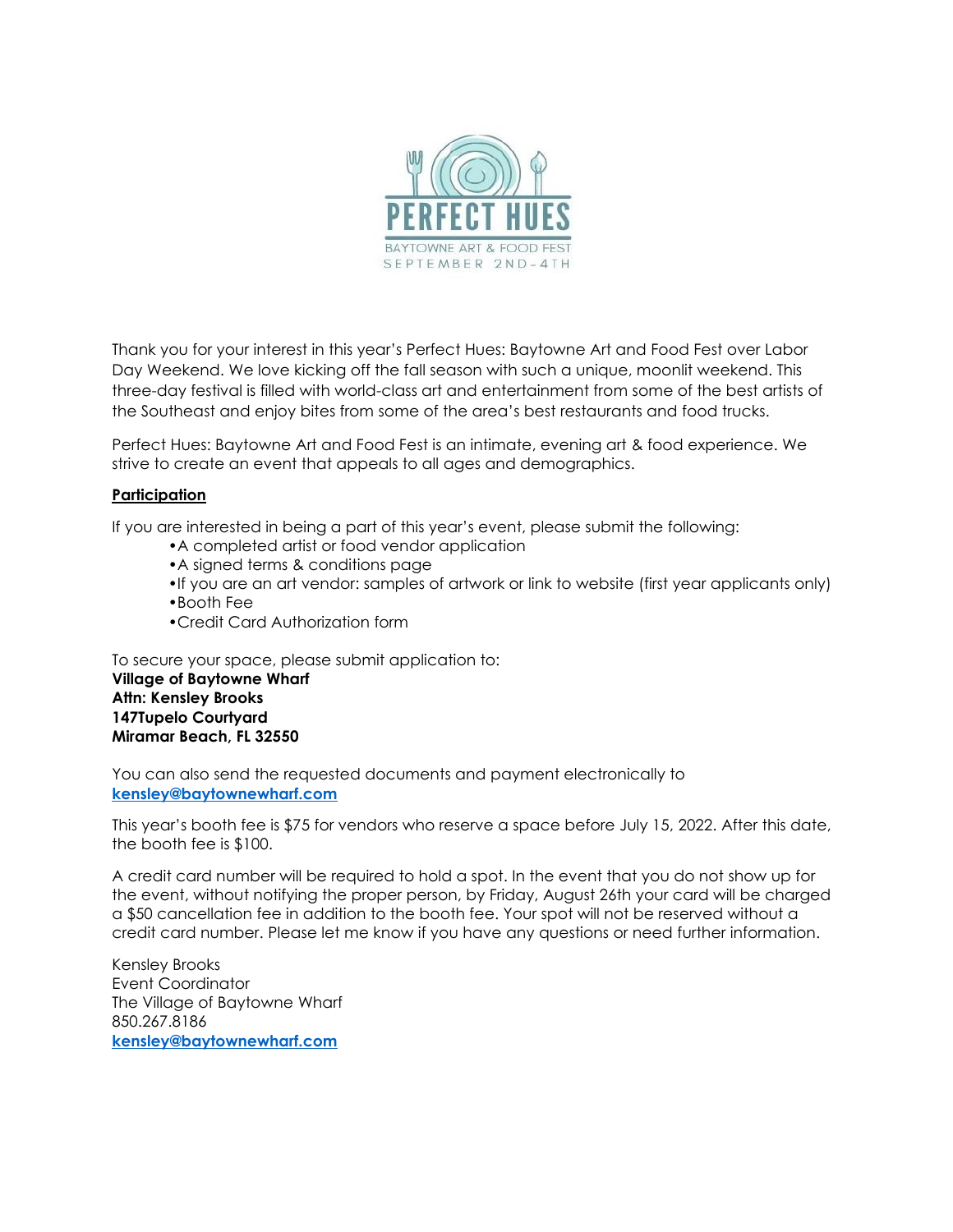PERFECT HUES

BAYTOWNE ART & FOOD FEST

SEPTEMBER 2ND-4TH

Thank you for your interest in this year's Perfect Hues: Baytowne Art and Food Fest over Labor Day Weekend. We love kicking off the fall season with such a unique, moonlit weekend. This three-day festival is filled with world-class art and entertainment from some of the best artists of the Southeast and enjoy bites from some of the area's best restaurants and food trucks.

Perfect Hues: Baytowne Art and Food Fest is an intimate, evening art & food experience. We strive to create an event that appeals to all ages and demographics.

**Participation**

If you are interested in being a part of this year's event, please submit the following:

- A completed artist or food vendor application
- A signed terms & conditions page
- If you are an art vendor: samples of artwork or link to website (first year applicants only)
- Booth Fee
- Credit Card Authorization form

To secure your space, please submit application to:
**Village of Baytowne Wharf**
**Attn: Kensley Brooks**
**147Tupelo Courtyard**
**Miramar Beach, FL 32550**

You can also send the requested documents and payment electronically to **kensley@baytownewharf.com**

This year's booth fee is $75 for vendors who reserve a space before July 15, 2022. After this date, the booth fee is $100.

A credit card number will be required to hold a spot. In the event that you do not show up for the event, without notifying the proper person, by Friday, August 26th your card will be charged a $50 cancellation fee in addition to the booth fee. Your spot will not be reserved without a credit card number. Please let me know if you have any questions or need further information.

Kensley Brooks
Event Coordinator
The Village of Baytowne Wharf
850.267.8186
**kensley@baytownewharf.com**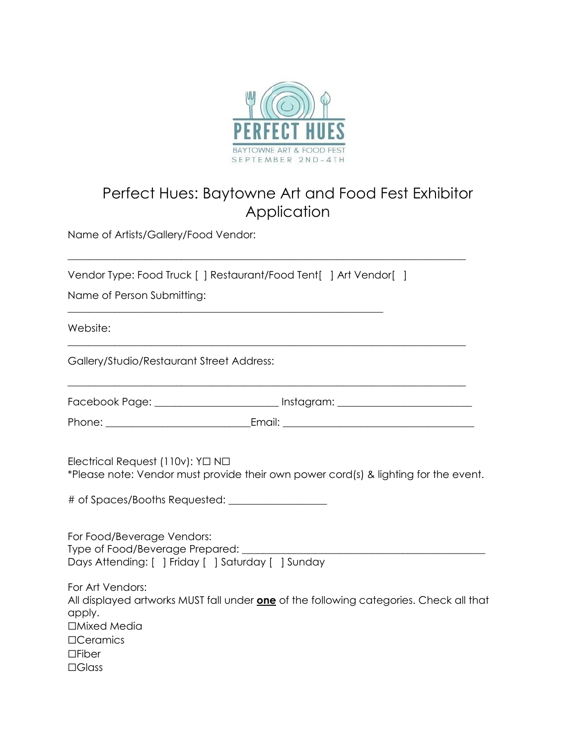PERFECT HUES

BAYTOWNE ART & FOOD FEST

SEPTEMBER 2ND-4TH

# Perfect Hues: Baytowne Art and Food Fest Exhibitor Application

Name of Artists/Gallery/Food Vendor:

_______________________________________________________________________________

Vendor Type: Food Truck [ ] Restaurant/Food Tent[ ] Art Vendor[ ]

Name of Person Submitting:
_______________________________________________________________

Website:
_______________________________________________________________________________

Gallery/Studio/Restaurant Street Address:

_______________________________________________________________________________

Facebook Page: ________________________ Instagram: __________________________

Phone: ____________________________Email: _____________________________________

Electrical Request (110v): Y☐ N☐
*Please note: Vendor must provide their own power cord(s) & lighting for the event.

# of Spaces/Booths Requested: __________________

For Food/Beverage Vendors:
Type of Food/Beverage Prepared: ________________________________________________
Days Attending: [ ] Friday [ ] Saturday [ ] Sunday

For Art Vendors:
All displayed artworks MUST fall under **one** of the following categories. Check all that apply.
☐Mixed Media
☐Ceramics
☐Fiber
☐Glass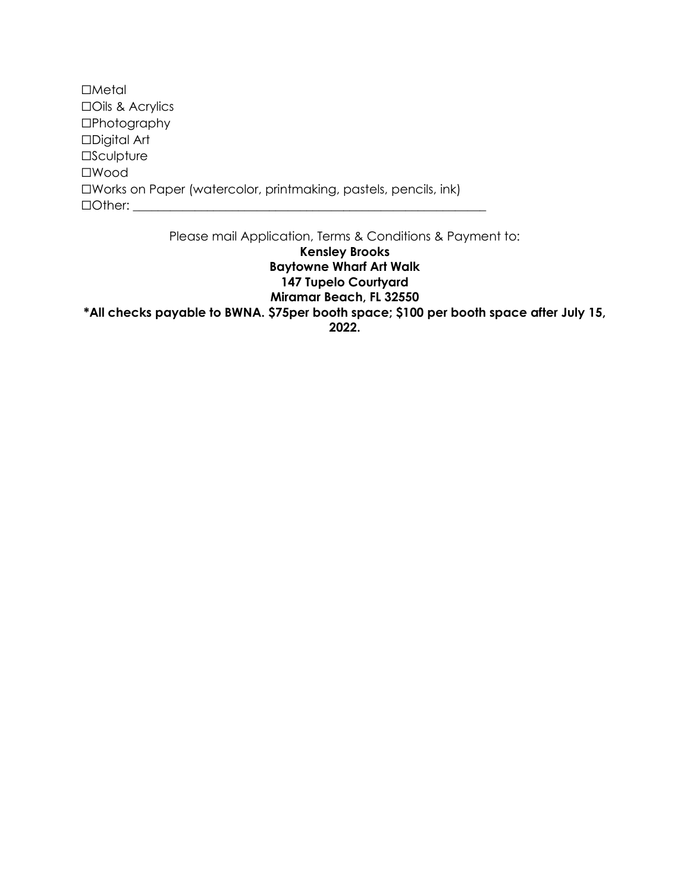☐Metal
☐Oils & Acrylics
☐Photography
☐Digital Art
☐Sculpture
☐Wood
☐Works on Paper (watercolor, printmaking, pastels, pencils, ink)
☐Other: ___________________________________________________________

Please mail Application, Terms & Conditions & Payment to:
**Kensley Brooks**
**Baytowne Wharf Art Walk**
**147 Tupelo Courtyard**
**Miramar Beach, FL 32550**
***All checks payable to BWNA. $75per booth space; $100 per booth space after July 15, 2022.**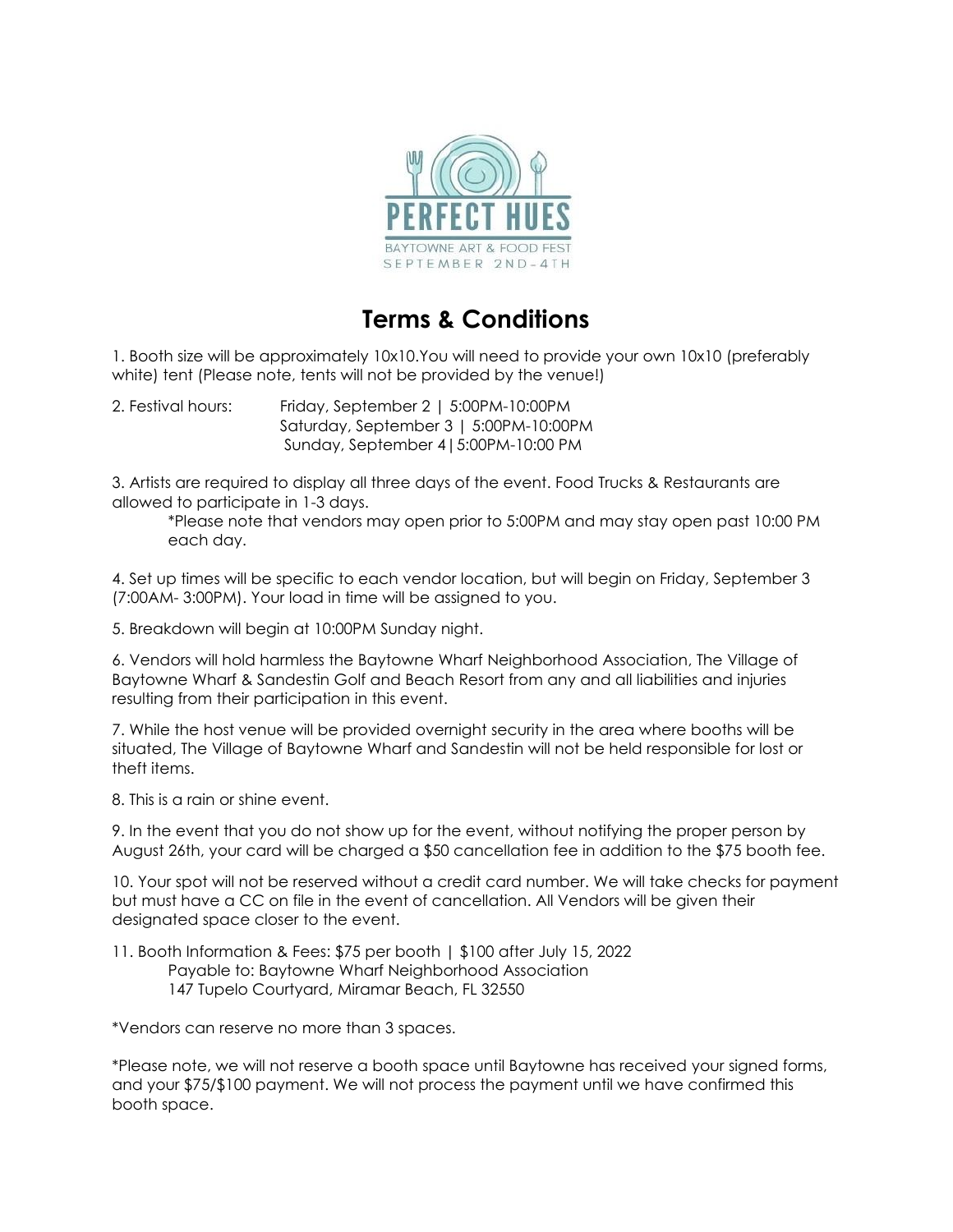PERFECT HUES

BAYTOWNE ART & FOOD FEST

SEPTEMBER 2ND-4TH

# Terms & Conditions

1. Booth size will be approximately 10x10.You will need to provide your own 10x10 (preferably white) tent (Please note, tents will not be provided by the venue!)

2. Festival hours: Friday, September 2 | 5:00PM-10:00PM
   Saturday, September 3 | 5:00PM-10:00PM
   Sunday, September 4|5:00PM-10:00 PM

3. Artists are required to display all three days of the event. Food Trucks & Restaurants are allowed to participate in 1-3 days.

   *Please note that vendors may open prior to 5:00PM and may stay open past 10:00 PM each day.

4. Set up times will be specific to each vendor location, but will begin on Friday, September 3 (7:00AM- 3:00PM). Your load in time will be assigned to you.

5. Breakdown will begin at 10:00PM Sunday night.

6. Vendors will hold harmless the Baytowne Wharf Neighborhood Association, The Village of Baytowne Wharf & Sandestin Golf and Beach Resort from any and all liabilities and injuries resulting from their participation in this event.

7. While the host venue will be provided overnight security in the area where booths will be situated, The Village of Baytowne Wharf and Sandestin will not be held responsible for lost or theft items.

8. This is a rain or shine event.

9. In the event that you do not show up for the event, without notifying the proper person by August 26th, your card will be charged a $50 cancellation fee in addition to the $75 booth fee.

10. Your spot will not be reserved without a credit card number. We will take checks for payment but must have a CC on file in the event of cancellation. All Vendors will be given their designated space closer to the event.

11. Booth Information & Fees: $75 per booth | $100 after July 15, 2022
    Payable to: Baytowne Wharf Neighborhood Association
    147 Tupelo Courtyard, Miramar Beach, FL 32550

*Vendors can reserve no more than 3 spaces.

*Please note, we will not reserve a booth space until Baytowne has received your signed forms, and your $75/$100 payment. We will not process the payment until we have confirmed this booth space.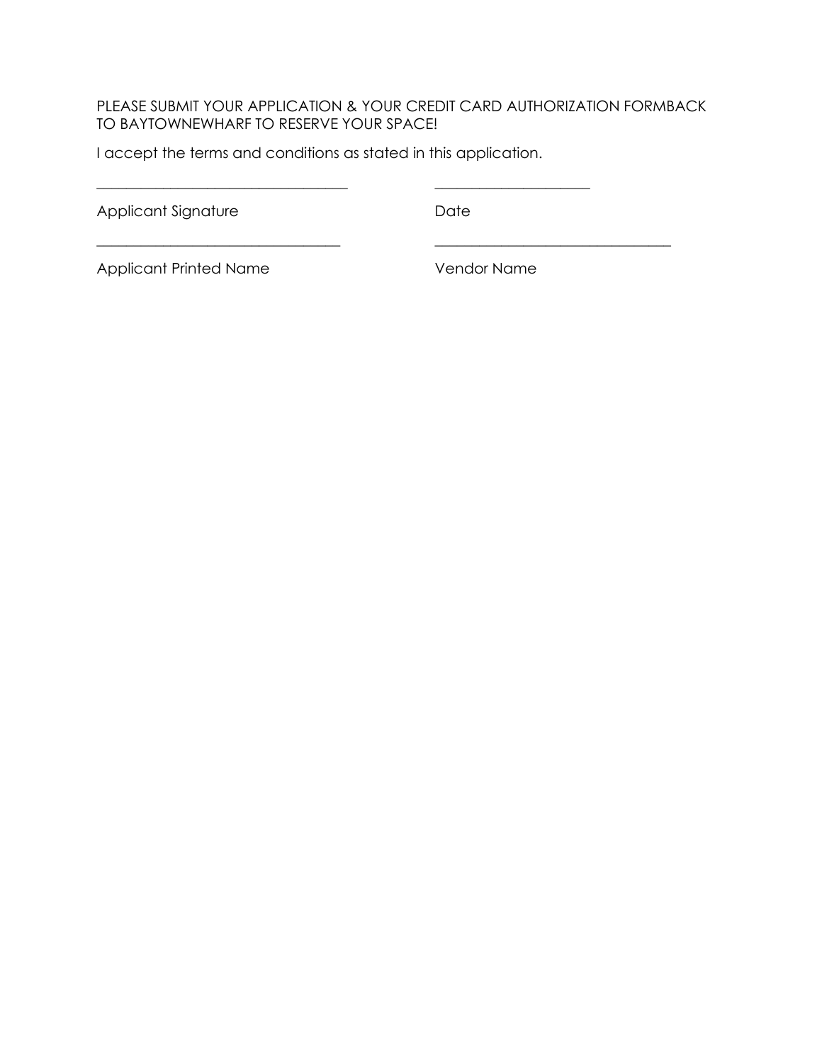PLEASE SUBMIT YOUR APPLICATION & YOUR CREDIT CARD AUTHORIZATION FORMBACK TO BAYTOWNEWHARF TO RESERVE YOUR SPACE!

I accept the terms and conditions as stated in this application.

| | |
|---|---|
| ___________________________________ | _____________________ |
| Applicant Signature | Date |
| _________________________________ | ________________________________ |
| Applicant Printed Name | Vendor Name |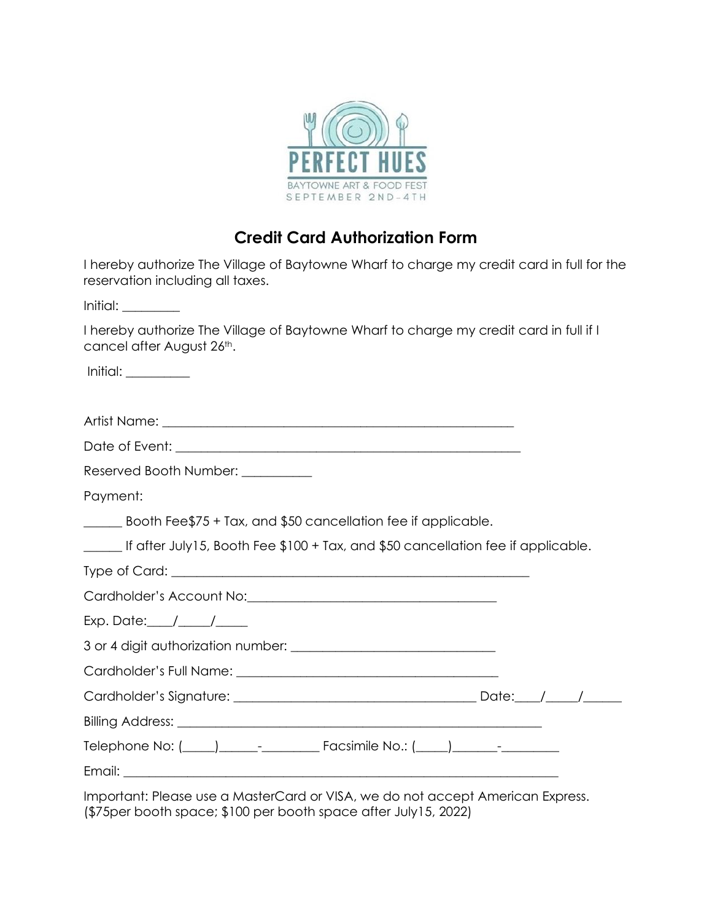PERFECT HUES

BAYTOWNE ART & FOOD FEST

SEPTEMBER 2ND-4TH

## Credit Card Authorization Form

I hereby authorize The Village of Baytowne Wharf to charge my credit card in full for the reservation including all taxes.

Initial: _________

I hereby authorize The Village of Baytowne Wharf to charge my credit card in full if I cancel after August 26th.

Initial: __________

Artist Name: ________________________________________________________

Date of Event: ______________________________________________________

Reserved Booth Number: ___________

Payment:

______ Booth Fee$75 + Tax, and $50 cancellation fee if applicable.

______ If after July15, Booth Fee $100 + Tax, and $50 cancellation fee if applicable.

Type of Card: ________________________________________________________

Cardholder's Account No:_______________________________________

Exp. Date:____/_____/_____

3 or 4 digit authorization number: _______________________________

Cardholder's Full Name: ________________________________________

Cardholder's Signature: _____________________________________ Date:____/_____/______

Billing Address: ________________________________________________________

Telephone No: (_____)______-_________ Facsimile No.: (_____)_______-_________

Email: _____________________________________________________________________

Important: Please use a MasterCard or VISA, we do not accept American Express. ($75per booth space; $100 per booth space after July15, 2022)